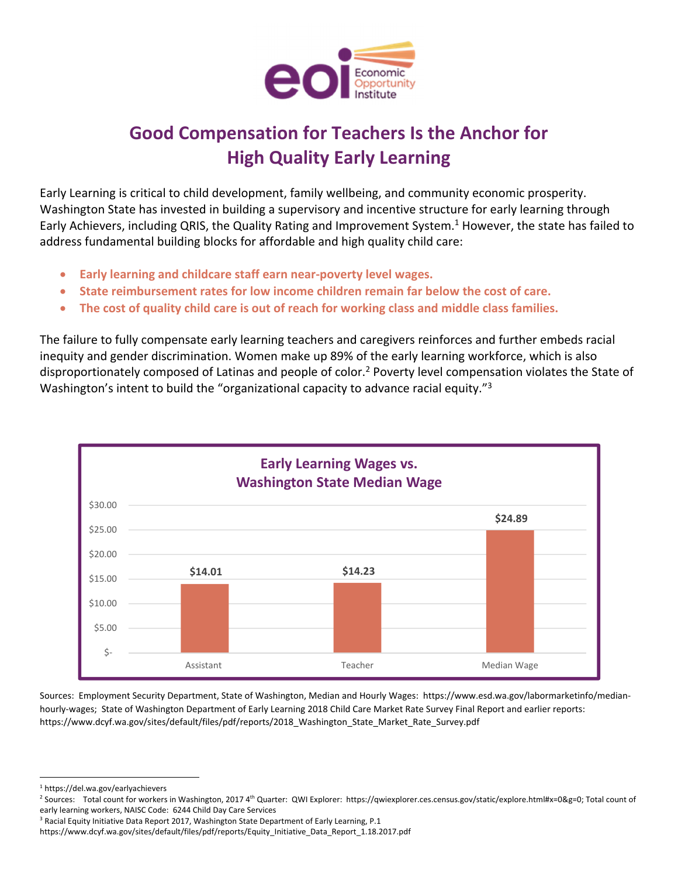# Good Compensation for Teachers Is the Anchor for High Quality Early Learning

Early Learning is critical to child development, family wellbeing, and community economic prosperity. Washington State has invested in building a supervisory and incentive structure for early learning through Early Achievers, including QRIS, the Quality Rating and Improvement System.[1] However, the state has failed to address fundamental building blocks for affordable and high quality child care:

- **Early learning and childcare staff earn near-poverty level wages.**
- **State reimbursement rates for low income children remain far below the cost of care.**
- **The cost of quality child care is out of reach for working class and middle class families.**

The failure to fully compensate early learning teachers and caregivers reinforces and further embeds racial inequity and gender discrimination. Women make up 89% of the early learning workforce, which is also disproportionately composed of Latinas and people of color.[2] Poverty level compensation violates the State of Washington's intent to build the "organizational capacity to advance racial equity."[3]

## Early Learning Wages vs. Washington State Median Wage

| | Assistant | Teacher | Median Wage |
|---|---|---|---|
| Hourly wage | $14.01 | $14.23 | $24.89 |

Sources: Employment Security Department, State of Washington, Median and Hourly Wages: https://www.esd.wa.gov/labormarketinfo/median-hourly-wages; State of Washington Department of Early Learning 2018 Child Care Market Rate Survey Final Report and earlier reports: https://www.dcyf.wa.gov/sites/default/files/pdf/reports/2018_Washington_State_Market_Rate_Survey.pdf

[1] https://del.wa.gov/earlyachievers

[2] Sources: Total count for workers in Washington, 2017 4th Quarter: QWI Explorer: https://qwiexplorer.ces.census.gov/static/explore.html#x=0&g=0; Total count of early learning workers, NAISC Code: 6244 Child Day Care Services

[3] Racial Equity Initiative Data Report 2017, Washington State Department of Early Learning, P.1 https://www.dcyf.wa.gov/sites/default/files/pdf/reports/Equity_Initiative_Data_Report_1.18.2017.pdf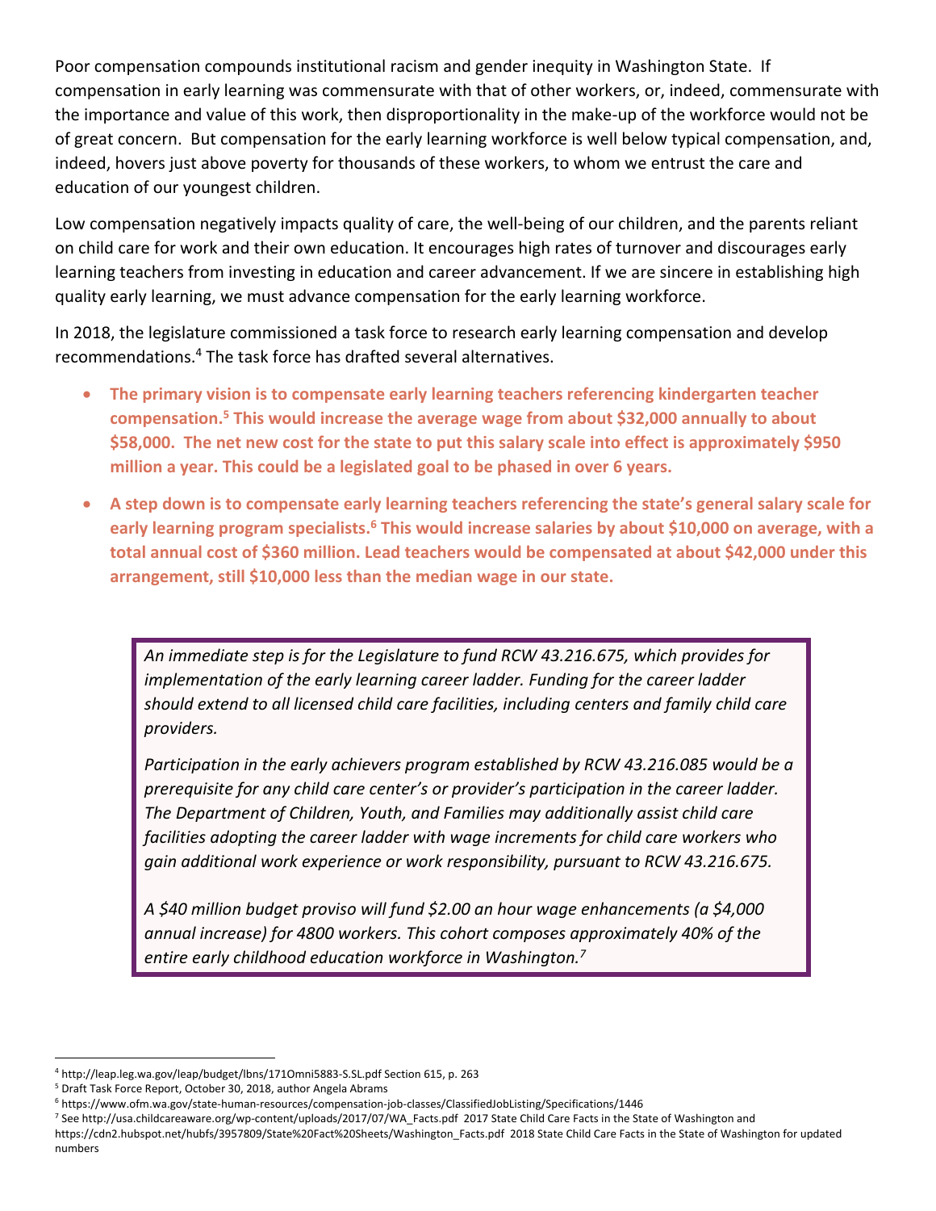Poor compensation compounds institutional racism and gender inequity in Washington State. If compensation in early learning was commensurate with that of other workers, or, indeed, commensurate with the importance and value of this work, then disproportionality in the make-up of the workforce would not be of great concern. But compensation for the early learning workforce is well below typical compensation, and, indeed, hovers just above poverty for thousands of these workers, to whom we entrust the care and education of our youngest children.

Low compensation negatively impacts quality of care, the well-being of our children, and the parents reliant on child care for work and their own education. It encourages high rates of turnover and discourages early learning teachers from investing in education and career advancement. If we are sincere in establishing high quality early learning, we must advance compensation for the early learning workforce.

In 2018, the legislature commissioned a task force to research early learning compensation and develop recommendations.[4] The task force has drafted several alternatives.

- **The primary vision is to compensate early learning teachers referencing kindergarten teacher compensation.[5] This would increase the average wage from about $32,000 annually to about $58,000. The net new cost for the state to put this salary scale into effect is approximately $950 million a year. This could be a legislated goal to be phased in over 6 years.**
- **A step down is to compensate early learning teachers referencing the state's general salary scale for early learning program specialists.[6] This would increase salaries by about $10,000 on average, with a total annual cost of $360 million. Lead teachers would be compensated at about $42,000 under this arrangement, still $10,000 less than the median wage in our state.**

*An immediate step is for the Legislature to fund RCW 43.216.675, which provides for implementation of the early learning career ladder. Funding for the career ladder should extend to all licensed child care facilities, including centers and family child care providers.*

*Participation in the early achievers program established by RCW 43.216.085 would be a prerequisite for any child care center's or provider's participation in the career ladder. The Department of Children, Youth, and Families may additionally assist child care facilities adopting the career ladder with wage increments for child care workers who gain additional work experience or work responsibility, pursuant to RCW 43.216.675.*

*A $40 million budget proviso will fund $2.00 an hour wage enhancements (a $4,000 annual increase) for 4800 workers. This cohort composes approximately 40% of the entire early childhood education workforce in Washington.[7]*

---

[4] http://leap.leg.wa.gov/leap/budget/lbns/171Omni5883-S.SL.pdf Section 615, p. 263

[5] Draft Task Force Report, October 30, 2018, author Angela Abrams

[6] https://www.ofm.wa.gov/state-human-resources/compensation-job-classes/ClassifiedJobListing/Specifications/1446

[7] See http://usa.childcareaware.org/wp-content/uploads/2017/07/WA_Facts.pdf 2017 State Child Care Facts in the State of Washington and https://cdn2.hubspot.net/hubfs/3957809/State%20Fact%20Sheets/Washington_Facts.pdf 2018 State Child Care Facts in the State of Washington for updated numbers